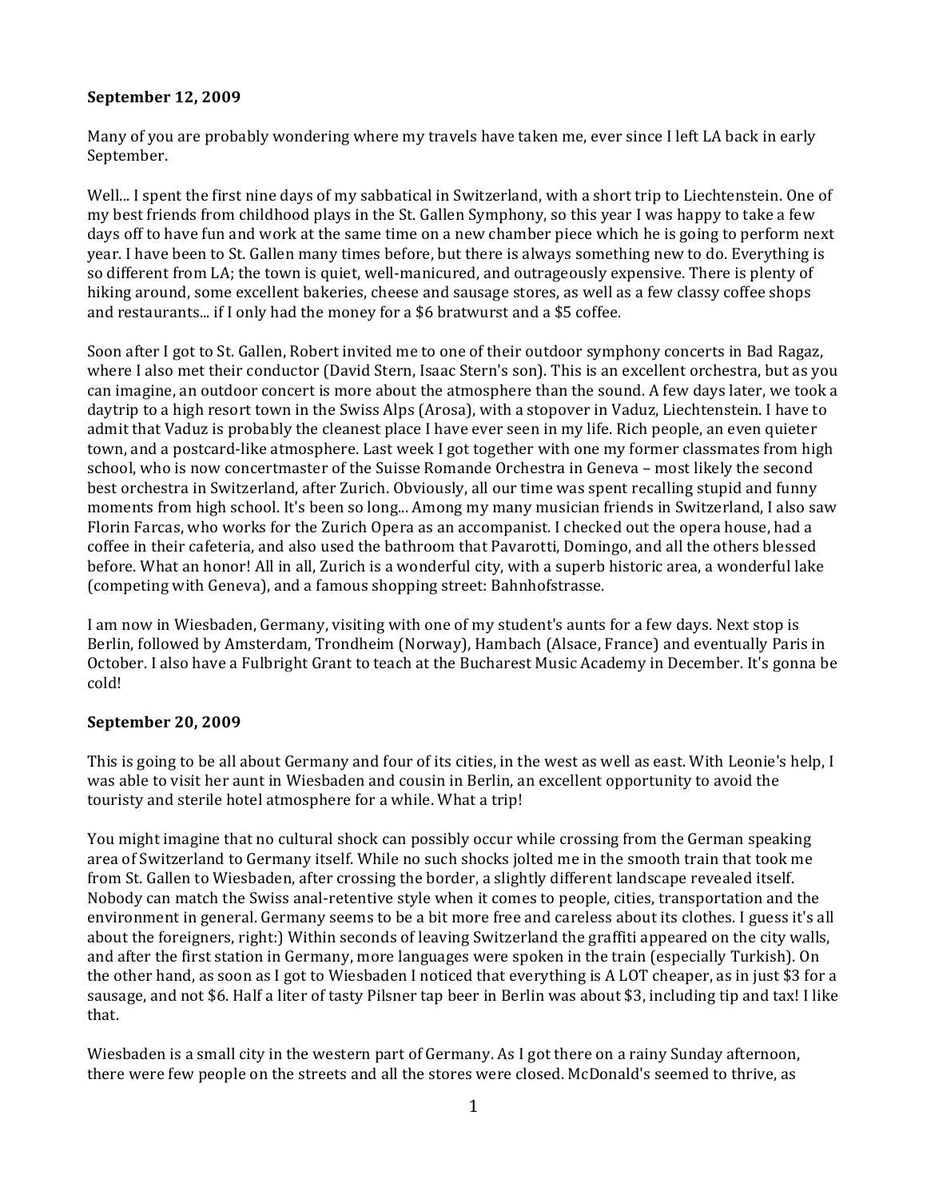**September 12, 2009**

Many of you are probably wondering where my travels have taken me, ever since I left LA back in early September.

Well... I spent the first nine days of my sabbatical in Switzerland, with a short trip to Liechtenstein. One of my best friends from childhood plays in the St. Gallen Symphony, so this year I was happy to take a few days off to have fun and work at the same time on a new chamber piece which he is going to perform next year. I have been to St. Gallen many times before, but there is always something new to do. Everything is so different from LA; the town is quiet, well-manicured, and outrageously expensive. There is plenty of hiking around, some excellent bakeries, cheese and sausage stores, as well as a few classy coffee shops and restaurants... if I only had the money for a $6 bratwurst and a $5 coffee.

Soon after I got to St. Gallen, Robert invited me to one of their outdoor symphony concerts in Bad Ragaz, where I also met their conductor (David Stern, Isaac Stern's son). This is an excellent orchestra, but as you can imagine, an outdoor concert is more about the atmosphere than the sound. A few days later, we took a daytrip to a high resort town in the Swiss Alps (Arosa), with a stopover in Vaduz, Liechtenstein. I have to admit that Vaduz is probably the cleanest place I have ever seen in my life. Rich people, an even quieter town, and a postcard-like atmosphere. Last week I got together with one my former classmates from high school, who is now concertmaster of the Suisse Romande Orchestra in Geneva – most likely the second best orchestra in Switzerland, after Zurich. Obviously, all our time was spent recalling stupid and funny moments from high school. It's been so long... Among my many musician friends in Switzerland, I also saw Florin Farcas, who works for the Zurich Opera as an accompanist. I checked out the opera house, had a coffee in their cafeteria, and also used the bathroom that Pavarotti, Domingo, and all the others blessed before. What an honor! All in all, Zurich is a wonderful city, with a superb historic area, a wonderful lake (competing with Geneva), and a famous shopping street: Bahnhofstrasse.

I am now in Wiesbaden, Germany, visiting with one of my student's aunts for a few days. Next stop is Berlin, followed by Amsterdam, Trondheim (Norway), Hambach (Alsace, France) and eventually Paris in October. I also have a Fulbright Grant to teach at the Bucharest Music Academy in December. It's gonna be cold!

**September 20, 2009**

This is going to be all about Germany and four of its cities, in the west as well as east. With Leonie's help, I was able to visit her aunt in Wiesbaden and cousin in Berlin, an excellent opportunity to avoid the touristy and sterile hotel atmosphere for a while. What a trip!

You might imagine that no cultural shock can possibly occur while crossing from the German speaking area of Switzerland to Germany itself. While no such shocks jolted me in the smooth train that took me from St. Gallen to Wiesbaden, after crossing the border, a slightly different landscape revealed itself. Nobody can match the Swiss anal-retentive style when it comes to people, cities, transportation and the environment in general. Germany seems to be a bit more free and careless about its clothes. I guess it's all about the foreigners, right:) Within seconds of leaving Switzerland the graffiti appeared on the city walls, and after the first station in Germany, more languages were spoken in the train (especially Turkish). On the other hand, as soon as I got to Wiesbaden I noticed that everything is A LOT cheaper, as in just $3 for a sausage, and not $6. Half a liter of tasty Pilsner tap beer in Berlin was about $3, including tip and tax! I like that.

Wiesbaden is a small city in the western part of Germany. As I got there on a rainy Sunday afternoon, there were few people on the streets and all the stores were closed. McDonald's seemed to thrive, as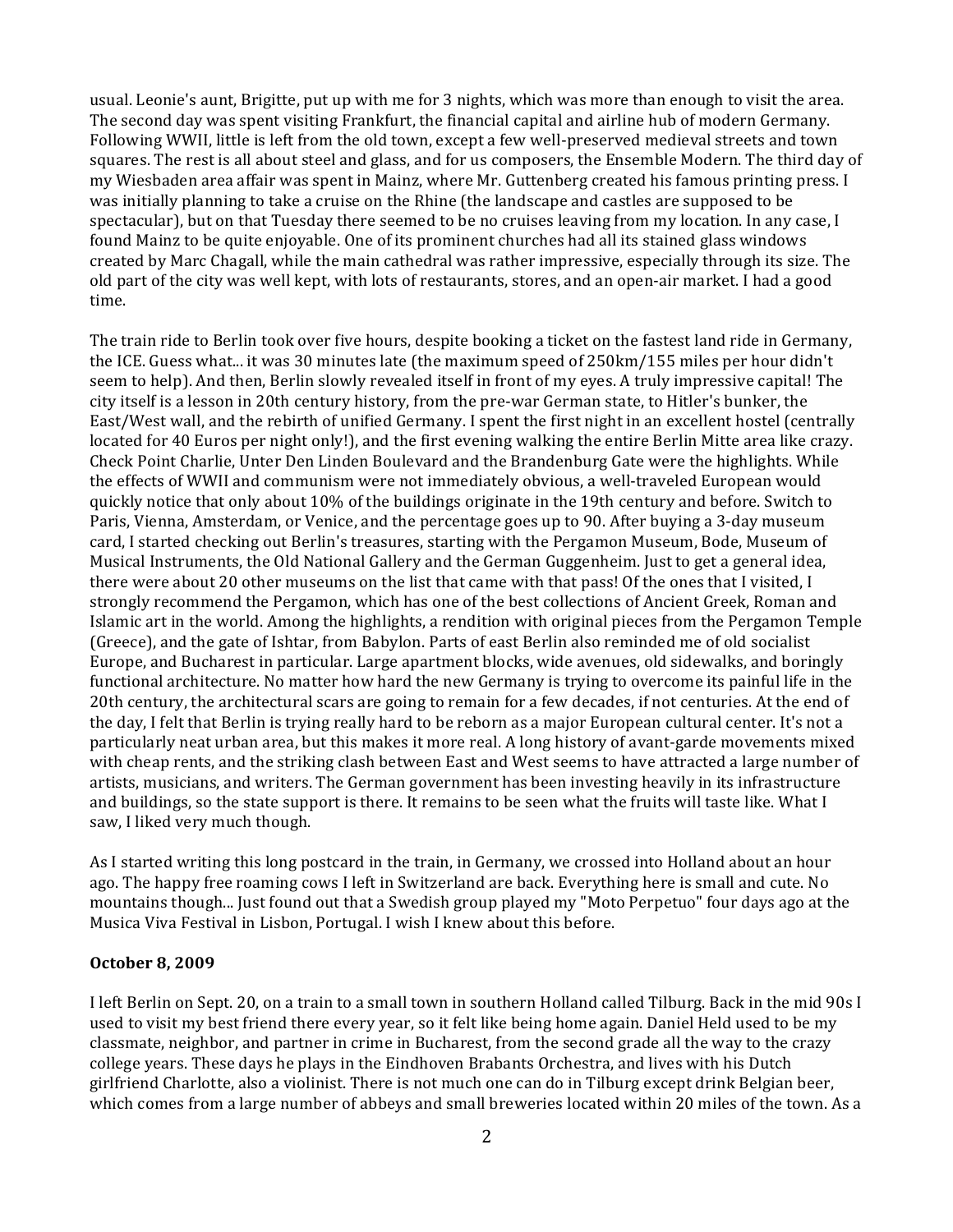usual. Leonie's aunt, Brigitte, put up with me for 3 nights, which was more than enough to visit the area. The second day was spent visiting Frankfurt, the financial capital and airline hub of modern Germany. Following WWII, little is left from the old town, except a few well-preserved medieval streets and town squares. The rest is all about steel and glass, and for us composers, the Ensemble Modern. The third day of my Wiesbaden area affair was spent in Mainz, where Mr. Guttenberg created his famous printing press. I was initially planning to take a cruise on the Rhine (the landscape and castles are supposed to be spectacular), but on that Tuesday there seemed to be no cruises leaving from my location. In any case, I found Mainz to be quite enjoyable. One of its prominent churches had all its stained glass windows created by Marc Chagall, while the main cathedral was rather impressive, especially through its size. The old part of the city was well kept, with lots of restaurants, stores, and an open-air market. I had a good time.

The train ride to Berlin took over five hours, despite booking a ticket on the fastest land ride in Germany, the ICE. Guess what... it was 30 minutes late (the maximum speed of 250km/155 miles per hour didn't seem to help). And then, Berlin slowly revealed itself in front of my eyes. A truly impressive capital! The city itself is a lesson in 20th century history, from the pre-war German state, to Hitler's bunker, the East/West wall, and the rebirth of unified Germany. I spent the first night in an excellent hostel (centrally located for 40 Euros per night only!), and the first evening walking the entire Berlin Mitte area like crazy. Check Point Charlie, Unter Den Linden Boulevard and the Brandenburg Gate were the highlights. While the effects of WWII and communism were not immediately obvious, a well-traveled European would quickly notice that only about 10% of the buildings originate in the 19th century and before. Switch to Paris, Vienna, Amsterdam, or Venice, and the percentage goes up to 90. After buying a 3-day museum card, I started checking out Berlin's treasures, starting with the Pergamon Museum, Bode, Museum of Musical Instruments, the Old National Gallery and the German Guggenheim. Just to get a general idea, there were about 20 other museums on the list that came with that pass! Of the ones that I visited, I strongly recommend the Pergamon, which has one of the best collections of Ancient Greek, Roman and Islamic art in the world. Among the highlights, a rendition with original pieces from the Pergamon Temple (Greece), and the gate of Ishtar, from Babylon. Parts of east Berlin also reminded me of old socialist Europe, and Bucharest in particular. Large apartment blocks, wide avenues, old sidewalks, and boringly functional architecture. No matter how hard the new Germany is trying to overcome its painful life in the 20th century, the architectural scars are going to remain for a few decades, if not centuries. At the end of the day, I felt that Berlin is trying really hard to be reborn as a major European cultural center. It's not a particularly neat urban area, but this makes it more real. A long history of avant-garde movements mixed with cheap rents, and the striking clash between East and West seems to have attracted a large number of artists, musicians, and writers. The German government has been investing heavily in its infrastructure and buildings, so the state support is there. It remains to be seen what the fruits will taste like. What I saw, I liked very much though.

As I started writing this long postcard in the train, in Germany, we crossed into Holland about an hour ago. The happy free roaming cows I left in Switzerland are back. Everything here is small and cute. No mountains though... Just found out that a Swedish group played my "Moto Perpetuo" four days ago at the Musica Viva Festival in Lisbon, Portugal. I wish I knew about this before.

**October 8, 2009**

I left Berlin on Sept. 20, on a train to a small town in southern Holland called Tilburg. Back in the mid 90s I used to visit my best friend there every year, so it felt like being home again. Daniel Held used to be my classmate, neighbor, and partner in crime in Bucharest, from the second grade all the way to the crazy college years. These days he plays in the Eindhoven Brabants Orchestra, and lives with his Dutch girlfriend Charlotte, also a violinist. There is not much one can do in Tilburg except drink Belgian beer, which comes from a large number of abbeys and small breweries located within 20 miles of the town. As a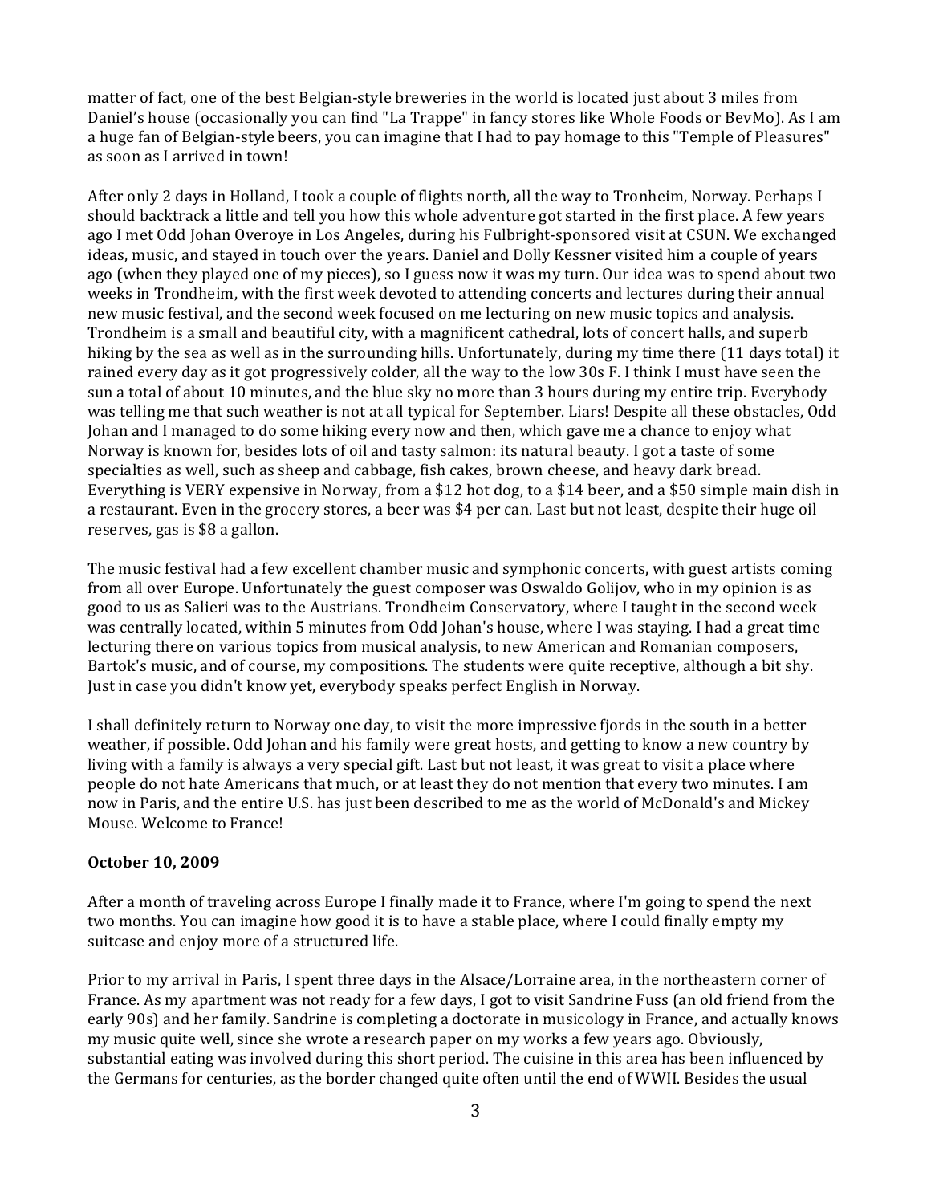matter of fact, one of the best Belgian-style breweries in the world is located just about 3 miles from Daniel's house (occasionally you can find "La Trappe" in fancy stores like Whole Foods or BevMo). As I am a huge fan of Belgian-style beers, you can imagine that I had to pay homage to this "Temple of Pleasures" as soon as I arrived in town!

After only 2 days in Holland, I took a couple of flights north, all the way to Tronheim, Norway. Perhaps I should backtrack a little and tell you how this whole adventure got started in the first place. A few years ago I met Odd Johan Overoye in Los Angeles, during his Fulbright-sponsored visit at CSUN. We exchanged ideas, music, and stayed in touch over the years. Daniel and Dolly Kessner visited him a couple of years ago (when they played one of my pieces), so I guess now it was my turn. Our idea was to spend about two weeks in Trondheim, with the first week devoted to attending concerts and lectures during their annual new music festival, and the second week focused on me lecturing on new music topics and analysis. Trondheim is a small and beautiful city, with a magnificent cathedral, lots of concert halls, and superb hiking by the sea as well as in the surrounding hills. Unfortunately, during my time there (11 days total) it rained every day as it got progressively colder, all the way to the low 30s F. I think I must have seen the sun a total of about 10 minutes, and the blue sky no more than 3 hours during my entire trip. Everybody was telling me that such weather is not at all typical for September. Liars! Despite all these obstacles, Odd Johan and I managed to do some hiking every now and then, which gave me a chance to enjoy what Norway is known for, besides lots of oil and tasty salmon: its natural beauty. I got a taste of some specialties as well, such as sheep and cabbage, fish cakes, brown cheese, and heavy dark bread. Everything is VERY expensive in Norway, from a $12 hot dog, to a $14 beer, and a $50 simple main dish in a restaurant. Even in the grocery stores, a beer was $4 per can. Last but not least, despite their huge oil reserves, gas is $8 a gallon.

The music festival had a few excellent chamber music and symphonic concerts, with guest artists coming from all over Europe. Unfortunately the guest composer was Oswaldo Golijov, who in my opinion is as good to us as Salieri was to the Austrians. Trondheim Conservatory, where I taught in the second week was centrally located, within 5 minutes from Odd Johan's house, where I was staying. I had a great time lecturing there on various topics from musical analysis, to new American and Romanian composers, Bartok's music, and of course, my compositions. The students were quite receptive, although a bit shy. Just in case you didn't know yet, everybody speaks perfect English in Norway.

I shall definitely return to Norway one day, to visit the more impressive fjords in the south in a better weather, if possible. Odd Johan and his family were great hosts, and getting to know a new country by living with a family is always a very special gift. Last but not least, it was great to visit a place where people do not hate Americans that much, or at least they do not mention that every two minutes. I am now in Paris, and the entire U.S. has just been described to me as the world of McDonald's and Mickey Mouse. Welcome to France!

**October 10, 2009**

After a month of traveling across Europe I finally made it to France, where I'm going to spend the next two months. You can imagine how good it is to have a stable place, where I could finally empty my suitcase and enjoy more of a structured life.

Prior to my arrival in Paris, I spent three days in the Alsace/Lorraine area, in the northeastern corner of France. As my apartment was not ready for a few days, I got to visit Sandrine Fuss (an old friend from the early 90s) and her family. Sandrine is completing a doctorate in musicology in France, and actually knows my music quite well, since she wrote a research paper on my works a few years ago. Obviously, substantial eating was involved during this short period. The cuisine in this area has been influenced by the Germans for centuries, as the border changed quite often until the end of WWII. Besides the usual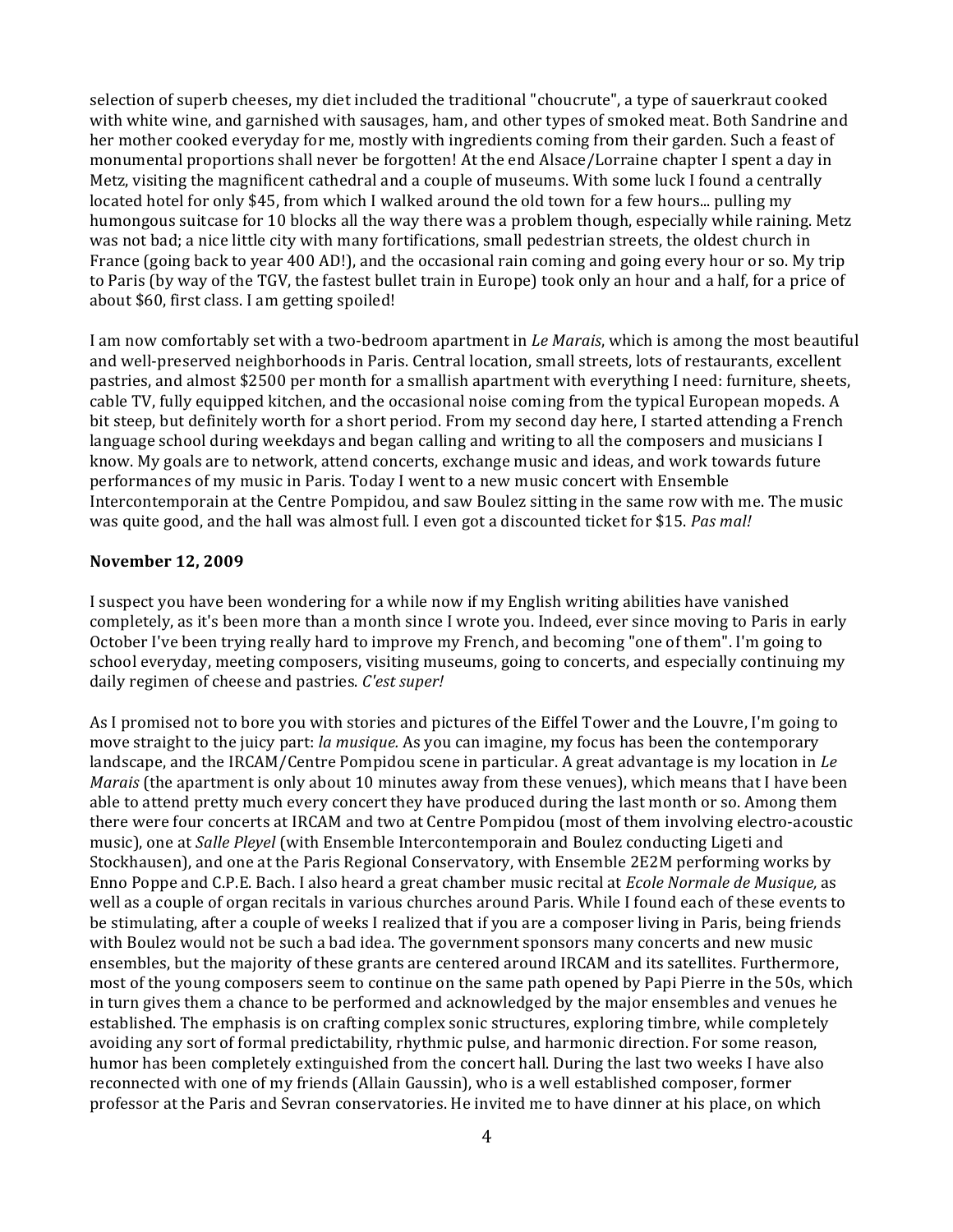selection of superb cheeses, my diet included the traditional "choucrute", a type of sauerkraut cooked with white wine, and garnished with sausages, ham, and other types of smoked meat. Both Sandrine and her mother cooked everyday for me, mostly with ingredients coming from their garden. Such a feast of monumental proportions shall never be forgotten! At the end Alsace/Lorraine chapter I spent a day in Metz, visiting the magnificent cathedral and a couple of museums. With some luck I found a centrally located hotel for only $45, from which I walked around the old town for a few hours... pulling my humongous suitcase for 10 blocks all the way there was a problem though, especially while raining. Metz was not bad; a nice little city with many fortifications, small pedestrian streets, the oldest church in France (going back to year 400 AD!), and the occasional rain coming and going every hour or so. My trip to Paris (by way of the TGV, the fastest bullet train in Europe) took only an hour and a half, for a price of about $60, first class. I am getting spoiled!

I am now comfortably set with a two-bedroom apartment in *Le Marais*, which is among the most beautiful and well-preserved neighborhoods in Paris. Central location, small streets, lots of restaurants, excellent pastries, and almost $2500 per month for a smallish apartment with everything I need: furniture, sheets, cable TV, fully equipped kitchen, and the occasional noise coming from the typical European mopeds. A bit steep, but definitely worth for a short period. From my second day here, I started attending a French language school during weekdays and began calling and writing to all the composers and musicians I know. My goals are to network, attend concerts, exchange music and ideas, and work towards future performances of my music in Paris. Today I went to a new music concert with Ensemble Intercontemporain at the Centre Pompidou, and saw Boulez sitting in the same row with me. The music was quite good, and the hall was almost full. I even got a discounted ticket for $15. *Pas mal!*

**November 12, 2009**

I suspect you have been wondering for a while now if my English writing abilities have vanished completely, as it's been more than a month since I wrote you. Indeed, ever since moving to Paris in early October I've been trying really hard to improve my French, and becoming "one of them". I'm going to school everyday, meeting composers, visiting museums, going to concerts, and especially continuing my daily regimen of cheese and pastries. *C'est super!*

As I promised not to bore you with stories and pictures of the Eiffel Tower and the Louvre, I'm going to move straight to the juicy part: *la musique.* As you can imagine, my focus has been the contemporary landscape, and the IRCAM/Centre Pompidou scene in particular. A great advantage is my location in *Le Marais* (the apartment is only about 10 minutes away from these venues), which means that I have been able to attend pretty much every concert they have produced during the last month or so. Among them there were four concerts at IRCAM and two at Centre Pompidou (most of them involving electro-acoustic music), one at *Salle Pleyel* (with Ensemble Intercontemporain and Boulez conducting Ligeti and Stockhausen), and one at the Paris Regional Conservatory, with Ensemble 2E2M performing works by Enno Poppe and C.P.E. Bach. I also heard a great chamber music recital at *Ecole Normale de Musique,* as well as a couple of organ recitals in various churches around Paris. While I found each of these events to be stimulating, after a couple of weeks I realized that if you are a composer living in Paris, being friends with Boulez would not be such a bad idea. The government sponsors many concerts and new music ensembles, but the majority of these grants are centered around IRCAM and its satellites. Furthermore, most of the young composers seem to continue on the same path opened by Papi Pierre in the 50s, which in turn gives them a chance to be performed and acknowledged by the major ensembles and venues he established. The emphasis is on crafting complex sonic structures, exploring timbre, while completely avoiding any sort of formal predictability, rhythmic pulse, and harmonic direction. For some reason, humor has been completely extinguished from the concert hall. During the last two weeks I have also reconnected with one of my friends (Allain Gaussin), who is a well established composer, former professor at the Paris and Sevran conservatories. He invited me to have dinner at his place, on which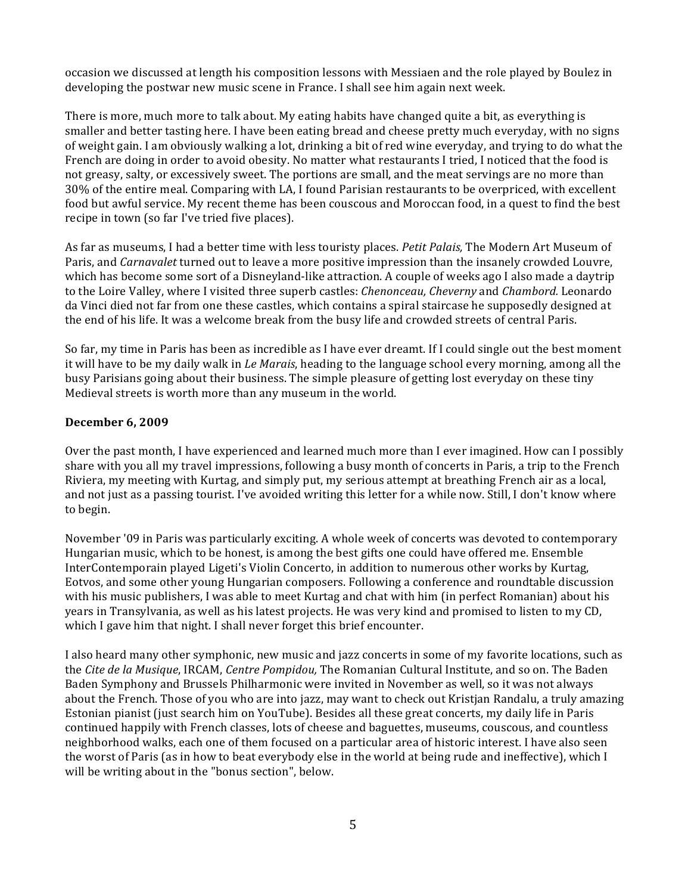occasion we discussed at length his composition lessons with Messiaen and the role played by Boulez in developing the postwar new music scene in France. I shall see him again next week.

There is more, much more to talk about. My eating habits have changed quite a bit, as everything is smaller and better tasting here. I have been eating bread and cheese pretty much everyday, with no signs of weight gain. I am obviously walking a lot, drinking a bit of red wine everyday, and trying to do what the French are doing in order to avoid obesity. No matter what restaurants I tried, I noticed that the food is not greasy, salty, or excessively sweet. The portions are small, and the meat servings are no more than 30% of the entire meal. Comparing with LA, I found Parisian restaurants to be overpriced, with excellent food but awful service. My recent theme has been couscous and Moroccan food, in a quest to find the best recipe in town (so far I've tried five places).

As far as museums, I had a better time with less touristy places. *Petit Palais,* The Modern Art Museum of Paris, and *Carnavalet* turned out to leave a more positive impression than the insanely crowded Louvre, which has become some sort of a Disneyland-like attraction. A couple of weeks ago I also made a daytrip to the Loire Valley, where I visited three superb castles: *Chenonceau, Cheverny* and *Chambord.* Leonardo da Vinci died not far from one these castles, which contains a spiral staircase he supposedly designed at the end of his life. It was a welcome break from the busy life and crowded streets of central Paris.

So far, my time in Paris has been as incredible as I have ever dreamt. If I could single out the best moment it will have to be my daily walk in *Le Marais*, heading to the language school every morning, among all the busy Parisians going about their business. The simple pleasure of getting lost everyday on these tiny Medieval streets is worth more than any museum in the world.

**December 6, 2009**

Over the past month, I have experienced and learned much more than I ever imagined. How can I possibly share with you all my travel impressions, following a busy month of concerts in Paris, a trip to the French Riviera, my meeting with Kurtag, and simply put, my serious attempt at breathing French air as a local, and not just as a passing tourist. I've avoided writing this letter for a while now. Still, I don't know where to begin.

November '09 in Paris was particularly exciting. A whole week of concerts was devoted to contemporary Hungarian music, which to be honest, is among the best gifts one could have offered me. Ensemble InterContemporain played Ligeti's Violin Concerto, in addition to numerous other works by Kurtag, Eotvos, and some other young Hungarian composers. Following a conference and roundtable discussion with his music publishers, I was able to meet Kurtag and chat with him (in perfect Romanian) about his years in Transylvania, as well as his latest projects. He was very kind and promised to listen to my CD, which I gave him that night. I shall never forget this brief encounter.

I also heard many other symphonic, new music and jazz concerts in some of my favorite locations, such as the *Cite de la Musique*, IRCAM, *Centre Pompidou,* The Romanian Cultural Institute, and so on. The Baden Baden Symphony and Brussels Philharmonic were invited in November as well, so it was not always about the French. Those of you who are into jazz, may want to check out Kristjan Randalu, a truly amazing Estonian pianist (just search him on YouTube). Besides all these great concerts, my daily life in Paris continued happily with French classes, lots of cheese and baguettes, museums, couscous, and countless neighborhood walks, each one of them focused on a particular area of historic interest. I have also seen the worst of Paris (as in how to beat everybody else in the world at being rude and ineffective), which I will be writing about in the "bonus section", below.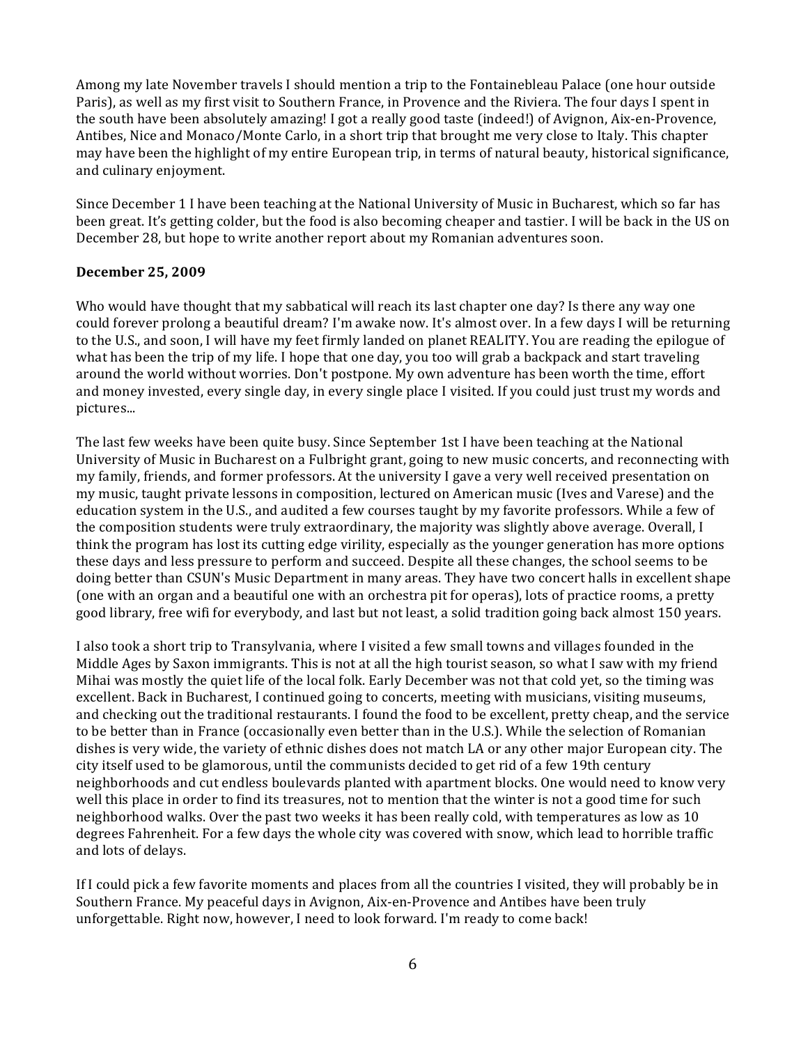Among my late November travels I should mention a trip to the Fontainebleau Palace (one hour outside Paris), as well as my first visit to Southern France, in Provence and the Riviera. The four days I spent in the south have been absolutely amazing! I got a really good taste (indeed!) of Avignon, Aix-en-Provence, Antibes, Nice and Monaco/Monte Carlo, in a short trip that brought me very close to Italy. This chapter may have been the highlight of my entire European trip, in terms of natural beauty, historical significance, and culinary enjoyment.

Since December 1 I have been teaching at the National University of Music in Bucharest, which so far has been great. It's getting colder, but the food is also becoming cheaper and tastier. I will be back in the US on December 28, but hope to write another report about my Romanian adventures soon.

**December 25, 2009**

Who would have thought that my sabbatical will reach its last chapter one day? Is there any way one could forever prolong a beautiful dream? I'm awake now. It's almost over. In a few days I will be returning to the U.S., and soon, I will have my feet firmly landed on planet REALITY. You are reading the epilogue of what has been the trip of my life. I hope that one day, you too will grab a backpack and start traveling around the world without worries. Don't postpone. My own adventure has been worth the time, effort and money invested, every single day, in every single place I visited. If you could just trust my words and pictures...

The last few weeks have been quite busy. Since September 1st I have been teaching at the National University of Music in Bucharest on a Fulbright grant, going to new music concerts, and reconnecting with my family, friends, and former professors. At the university I gave a very well received presentation on my music, taught private lessons in composition, lectured on American music (Ives and Varese) and the education system in the U.S., and audited a few courses taught by my favorite professors. While a few of the composition students were truly extraordinary, the majority was slightly above average. Overall, I think the program has lost its cutting edge virility, especially as the younger generation has more options these days and less pressure to perform and succeed. Despite all these changes, the school seems to be doing better than CSUN's Music Department in many areas. They have two concert halls in excellent shape (one with an organ and a beautiful one with an orchestra pit for operas), lots of practice rooms, a pretty good library, free wifi for everybody, and last but not least, a solid tradition going back almost 150 years.

I also took a short trip to Transylvania, where I visited a few small towns and villages founded in the Middle Ages by Saxon immigrants. This is not at all the high tourist season, so what I saw with my friend Mihai was mostly the quiet life of the local folk. Early December was not that cold yet, so the timing was excellent. Back in Bucharest, I continued going to concerts, meeting with musicians, visiting museums, and checking out the traditional restaurants. I found the food to be excellent, pretty cheap, and the service to be better than in France (occasionally even better than in the U.S.). While the selection of Romanian dishes is very wide, the variety of ethnic dishes does not match LA or any other major European city. The city itself used to be glamorous, until the communists decided to get rid of a few 19th century neighborhoods and cut endless boulevards planted with apartment blocks. One would need to know very well this place in order to find its treasures, not to mention that the winter is not a good time for such neighborhood walks. Over the past two weeks it has been really cold, with temperatures as low as 10 degrees Fahrenheit. For a few days the whole city was covered with snow, which lead to horrible traffic and lots of delays.

If I could pick a few favorite moments and places from all the countries I visited, they will probably be in Southern France. My peaceful days in Avignon, Aix-en-Provence and Antibes have been truly unforgettable. Right now, however, I need to look forward. I'm ready to come back!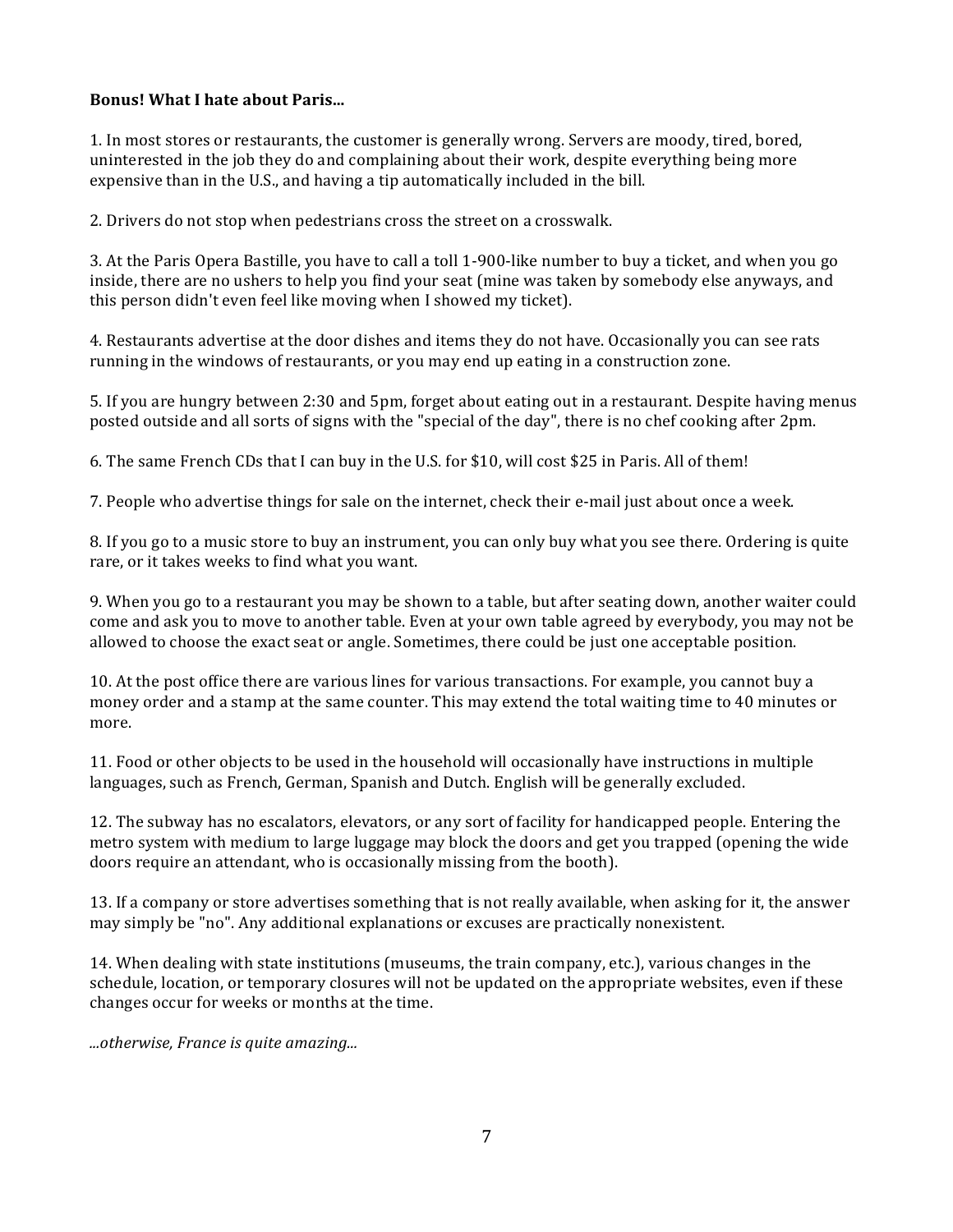**Bonus! What I hate about Paris...**

1. In most stores or restaurants, the customer is generally wrong. Servers are moody, tired, bored, uninterested in the job they do and complaining about their work, despite everything being more expensive than in the U.S., and having a tip automatically included in the bill.

2. Drivers do not stop when pedestrians cross the street on a crosswalk.

3. At the Paris Opera Bastille, you have to call a toll 1-900-like number to buy a ticket, and when you go inside, there are no ushers to help you find your seat (mine was taken by somebody else anyways, and this person didn't even feel like moving when I showed my ticket).

4. Restaurants advertise at the door dishes and items they do not have. Occasionally you can see rats running in the windows of restaurants, or you may end up eating in a construction zone.

5. If you are hungry between 2:30 and 5pm, forget about eating out in a restaurant. Despite having menus posted outside and all sorts of signs with the "special of the day", there is no chef cooking after 2pm.

6. The same French CDs that I can buy in the U.S. for $10, will cost $25 in Paris. All of them!

7. People who advertise things for sale on the internet, check their e-mail just about once a week.

8. If you go to a music store to buy an instrument, you can only buy what you see there. Ordering is quite rare, or it takes weeks to find what you want.

9. When you go to a restaurant you may be shown to a table, but after seating down, another waiter could come and ask you to move to another table. Even at your own table agreed by everybody, you may not be allowed to choose the exact seat or angle. Sometimes, there could be just one acceptable position.

10. At the post office there are various lines for various transactions. For example, you cannot buy a money order and a stamp at the same counter. This may extend the total waiting time to 40 minutes or more.

11. Food or other objects to be used in the household will occasionally have instructions in multiple languages, such as French, German, Spanish and Dutch. English will be generally excluded.

12. The subway has no escalators, elevators, or any sort of facility for handicapped people. Entering the metro system with medium to large luggage may block the doors and get you trapped (opening the wide doors require an attendant, who is occasionally missing from the booth).

13. If a company or store advertises something that is not really available, when asking for it, the answer may simply be "no". Any additional explanations or excuses are practically nonexistent.

14. When dealing with state institutions (museums, the train company, etc.), various changes in the schedule, location, or temporary closures will not be updated on the appropriate websites, even if these changes occur for weeks or months at the time.

*...otherwise, France is quite amazing...*